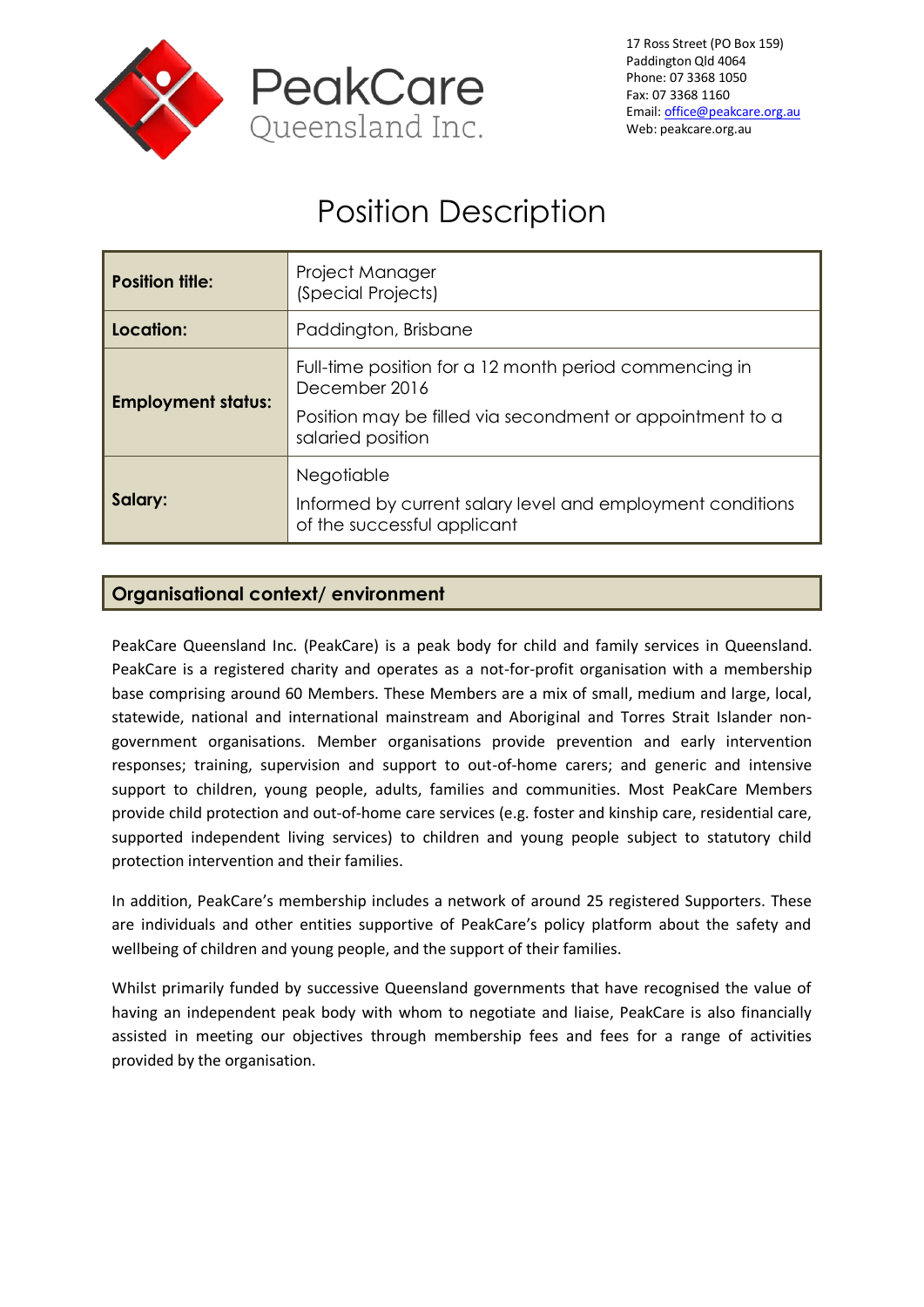PeakCare Queensland Inc.

17 Ross Street (PO Box 159)
Paddington Qld 4064
Phone: 07 3368 1050
Fax: 07 3368 1160
Email: office@peakcare.org.au
Web: peakcare.org.au

# Position Description

| **Position title:** | Project Manager (Special Projects) |
| --- | --- |
| **Location:** | Paddington, Brisbane |
| **Employment status:** | Full-time position for a 12 month period commencing in December 2016<br>Position may be filled via secondment or appointment to a salaried position |
| **Salary:** | Negotiable<br>Informed by current salary level and employment conditions of the successful applicant |

## Organisational context/ environment

PeakCare Queensland Inc. (PeakCare) is a peak body for child and family services in Queensland. PeakCare is a registered charity and operates as a not-for-profit organisation with a membership base comprising around 60 Members. These Members are a mix of small, medium and large, local, statewide, national and international mainstream and Aboriginal and Torres Strait Islander non-government organisations. Member organisations provide prevention and early intervention responses; training, supervision and support to out-of-home carers; and generic and intensive support to children, young people, adults, families and communities. Most PeakCare Members provide child protection and out-of-home care services (e.g. foster and kinship care, residential care, supported independent living services) to children and young people subject to statutory child protection intervention and their families.

In addition, PeakCare's membership includes a network of around 25 registered Supporters. These are individuals and other entities supportive of PeakCare's policy platform about the safety and wellbeing of children and young people, and the support of their families.

Whilst primarily funded by successive Queensland governments that have recognised the value of having an independent peak body with whom to negotiate and liaise, PeakCare is also financially assisted in meeting our objectives through membership fees and fees for a range of activities provided by the organisation.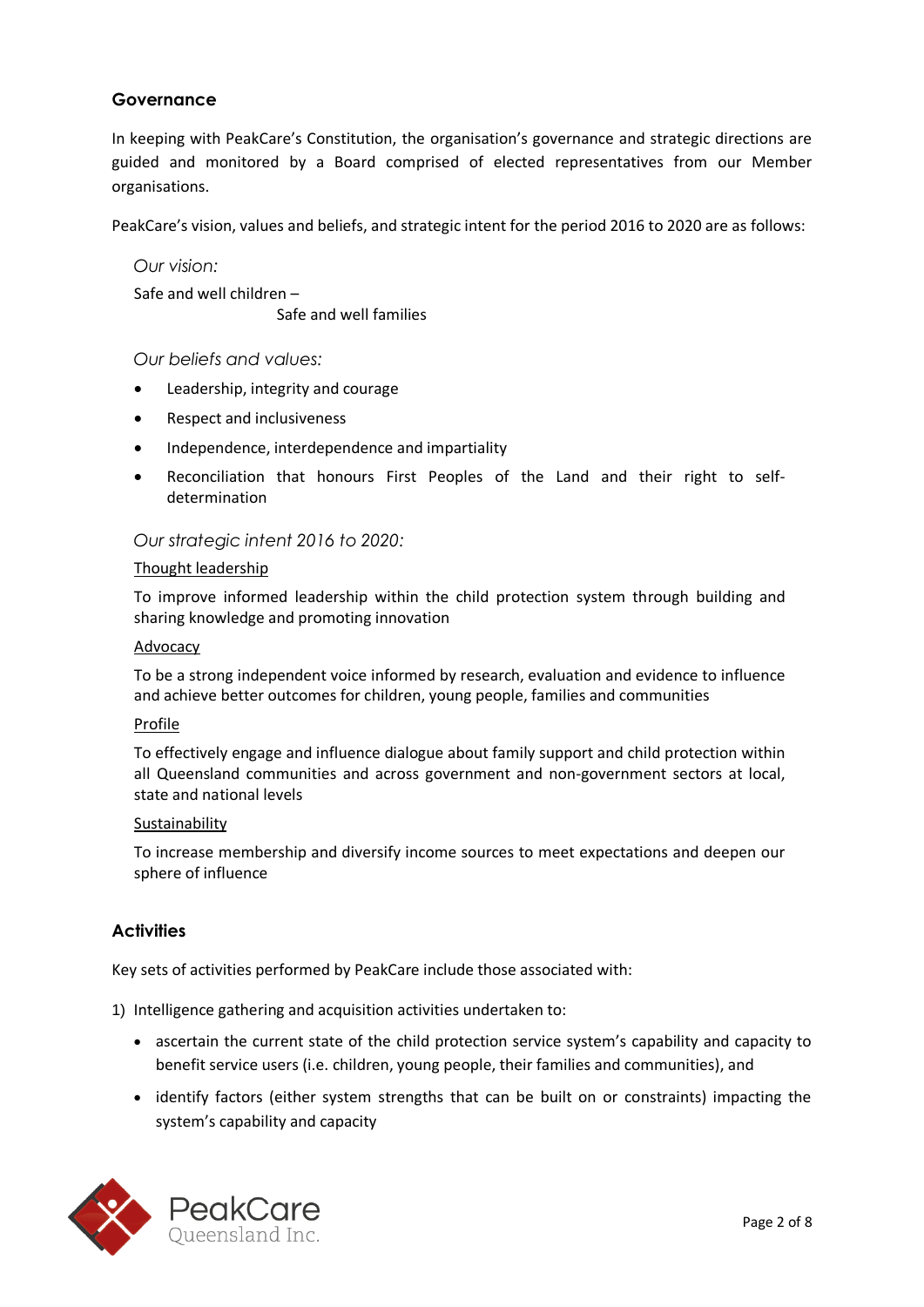## Governance

In keeping with PeakCare's Constitution, the organisation's governance and strategic directions are guided and monitored by a Board comprised of elected representatives from our Member organisations.

PeakCare's vision, values and beliefs, and strategic intent for the period 2016 to 2020 are as follows:

*Our vision:*

Safe and well children –
Safe and well families

*Our beliefs and values:*

- Leadership, integrity and courage
- Respect and inclusiveness
- Independence, interdependence and impartiality
- Reconciliation that honours First Peoples of the Land and their right to self-determination

*Our strategic intent 2016 to 2020:*

<u>Thought leadership</u>

To improve informed leadership within the child protection system through building and sharing knowledge and promoting innovation

<u>Advocacy</u>

To be a strong independent voice informed by research, evaluation and evidence to influence and achieve better outcomes for children, young people, families and communities

<u>Profile</u>

To effectively engage and influence dialogue about family support and child protection within all Queensland communities and across government and non-government sectors at local, state and national levels

<u>Sustainability</u>

To increase membership and diversify income sources to meet expectations and deepen our sphere of influence

## Activities

Key sets of activities performed by PeakCare include those associated with:

1) Intelligence gathering and acquisition activities undertaken to:
   - ascertain the current state of the child protection service system's capability and capacity to benefit service users (i.e. children, young people, their families and communities), and
   - identify factors (either system strengths that can be built on or constraints) impacting the system's capability and capacity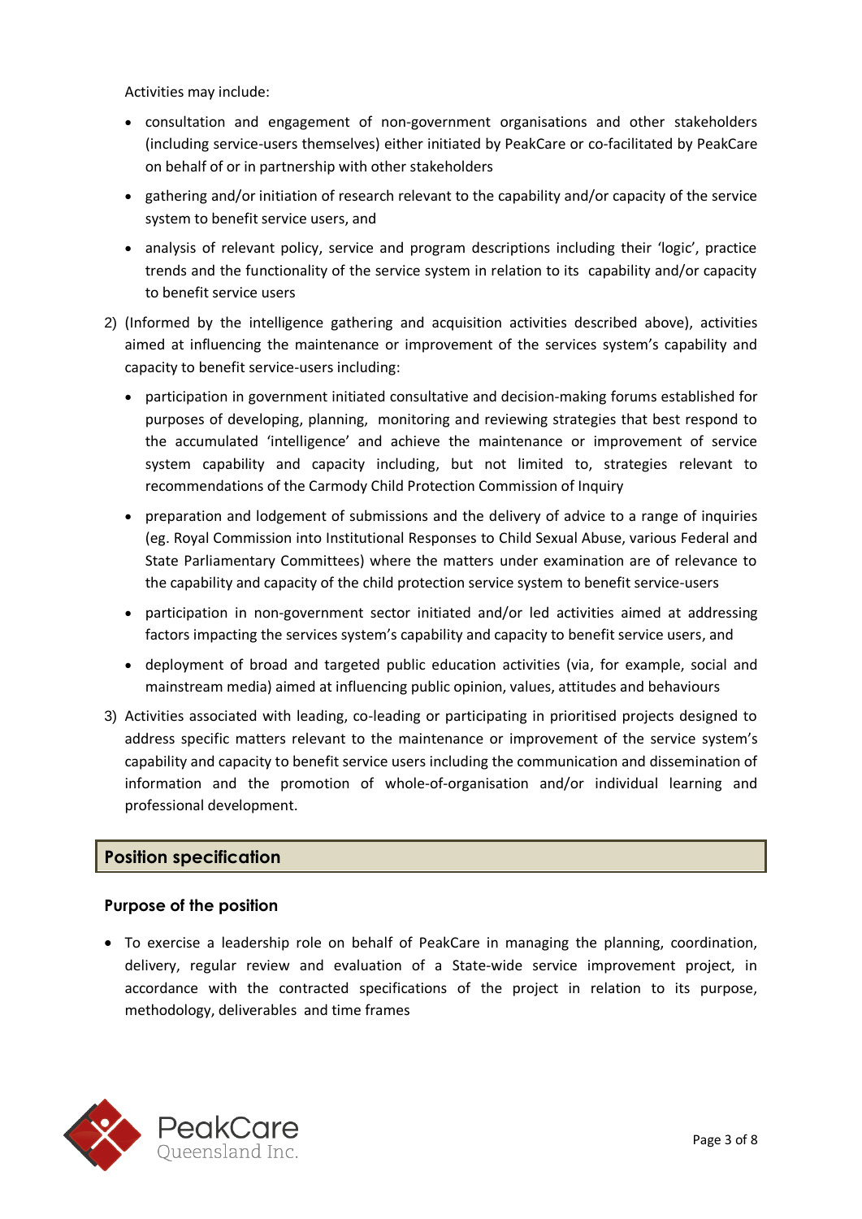Activities may include:

- consultation and engagement of non-government organisations and other stakeholders (including service-users themselves) either initiated by PeakCare or co-facilitated by PeakCare on behalf of or in partnership with other stakeholders
- gathering and/or initiation of research relevant to the capability and/or capacity of the service system to benefit service users, and
- analysis of relevant policy, service and program descriptions including their 'logic', practice trends and the functionality of the service system in relation to its capability and/or capacity to benefit service users

2) (Informed by the intelligence gathering and acquisition activities described above), activities aimed at influencing the maintenance or improvement of the services system's capability and capacity to benefit service-users including:
   - participation in government initiated consultative and decision-making forums established for purposes of developing, planning, monitoring and reviewing strategies that best respond to the accumulated 'intelligence' and achieve the maintenance or improvement of service system capability and capacity including, but not limited to, strategies relevant to recommendations of the Carmody Child Protection Commission of Inquiry
   - preparation and lodgement of submissions and the delivery of advice to a range of inquiries (eg. Royal Commission into Institutional Responses to Child Sexual Abuse, various Federal and State Parliamentary Committees) where the matters under examination are of relevance to the capability and capacity of the child protection service system to benefit service-users
   - participation in non-government sector initiated and/or led activities aimed at addressing factors impacting the services system's capability and capacity to benefit service users, and
   - deployment of broad and targeted public education activities (via, for example, social and mainstream media) aimed at influencing public opinion, values, attitudes and behaviours

3) Activities associated with leading, co-leading or participating in prioritised projects designed to address specific matters relevant to the maintenance or improvement of the service system's capability and capacity to benefit service users including the communication and dissemination of information and the promotion of whole-of-organisation and/or individual learning and professional development.

## Position specification

### Purpose of the position

- To exercise a leadership role on behalf of PeakCare in managing the planning, coordination, delivery, regular review and evaluation of a State-wide service improvement project, in accordance with the contracted specifications of the project in relation to its purpose, methodology, deliverables and time frames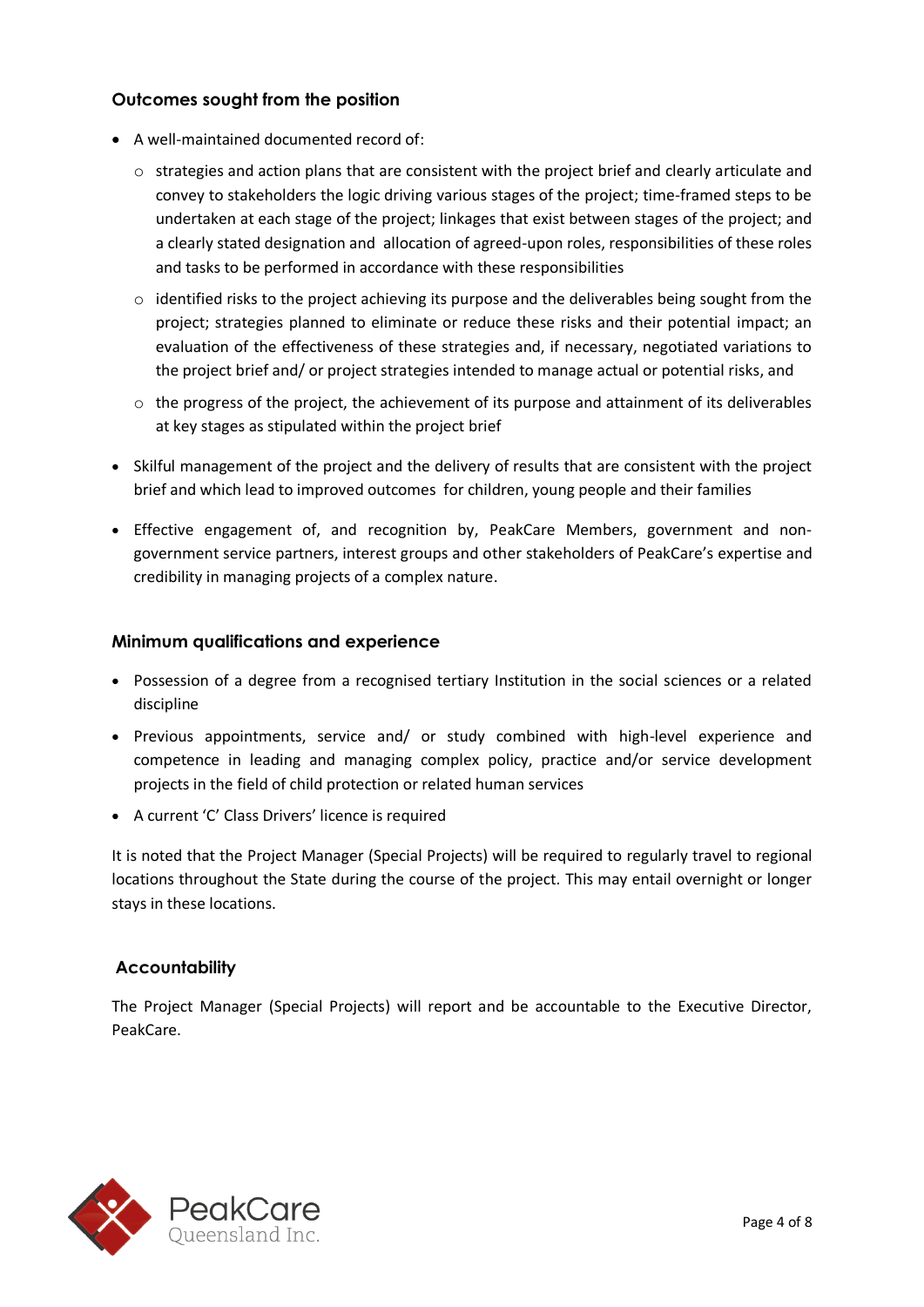### Outcomes sought from the position

- A well-maintained documented record of:
  - strategies and action plans that are consistent with the project brief and clearly articulate and convey to stakeholders the logic driving various stages of the project; time-framed steps to be undertaken at each stage of the project; linkages that exist between stages of the project; and a clearly stated designation and allocation of agreed-upon roles, responsibilities of these roles and tasks to be performed in accordance with these responsibilities
  - identified risks to the project achieving its purpose and the deliverables being sought from the project; strategies planned to eliminate or reduce these risks and their potential impact; an evaluation of the effectiveness of these strategies and, if necessary, negotiated variations to the project brief and/ or project strategies intended to manage actual or potential risks, and
  - the progress of the project, the achievement of its purpose and attainment of its deliverables at key stages as stipulated within the project brief
- Skilful management of the project and the delivery of results that are consistent with the project brief and which lead to improved outcomes for children, young people and their families
- Effective engagement of, and recognition by, PeakCare Members, government and non-government service partners, interest groups and other stakeholders of PeakCare's expertise and credibility in managing projects of a complex nature.

### Minimum qualifications and experience

- Possession of a degree from a recognised tertiary Institution in the social sciences or a related discipline
- Previous appointments, service and/ or study combined with high-level experience and competence in leading and managing complex policy, practice and/or service development projects in the field of child protection or related human services
- A current 'C' Class Drivers' licence is required

It is noted that the Project Manager (Special Projects) will be required to regularly travel to regional locations throughout the State during the course of the project. This may entail overnight or longer stays in these locations.

### Accountability

The Project Manager (Special Projects) will report and be accountable to the Executive Director, PeakCare.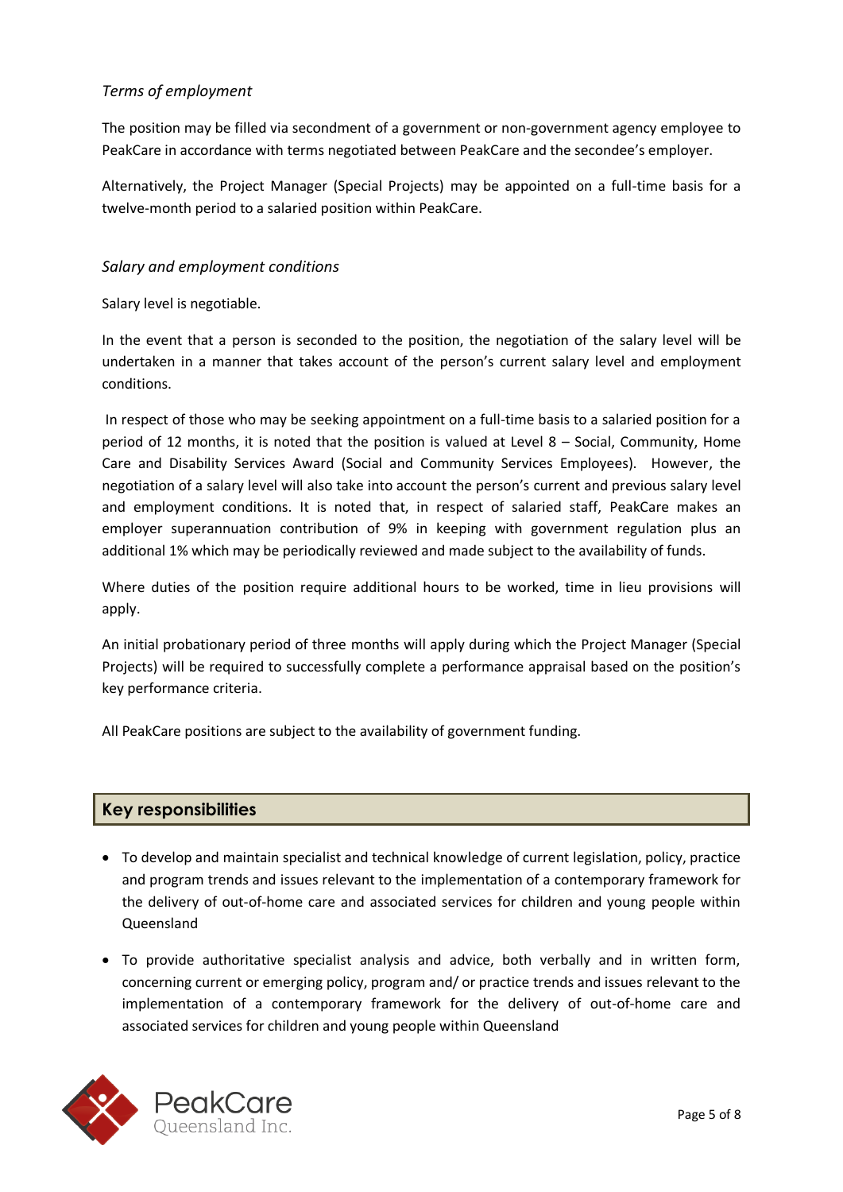*Terms of employment*

The position may be filled via secondment of a government or non-government agency employee to PeakCare in accordance with terms negotiated between PeakCare and the secondee's employer.

Alternatively, the Project Manager (Special Projects) may be appointed on a full-time basis for a twelve-month period to a salaried position within PeakCare.

*Salary and employment conditions*

Salary level is negotiable.

In the event that a person is seconded to the position, the negotiation of the salary level will be undertaken in a manner that takes account of the person's current salary level and employment conditions.

In respect of those who may be seeking appointment on a full-time basis to a salaried position for a period of 12 months, it is noted that the position is valued at Level 8 – Social, Community, Home Care and Disability Services Award (Social and Community Services Employees). However, the negotiation of a salary level will also take into account the person's current and previous salary level and employment conditions. It is noted that, in respect of salaried staff, PeakCare makes an employer superannuation contribution of 9% in keeping with government regulation plus an additional 1% which may be periodically reviewed and made subject to the availability of funds.

Where duties of the position require additional hours to be worked, time in lieu provisions will apply.

An initial probationary period of three months will apply during which the Project Manager (Special Projects) will be required to successfully complete a performance appraisal based on the position's key performance criteria.

All PeakCare positions are subject to the availability of government funding.

## Key responsibilities

- To develop and maintain specialist and technical knowledge of current legislation, policy, practice and program trends and issues relevant to the implementation of a contemporary framework for the delivery of out-of-home care and associated services for children and young people within Queensland
- To provide authoritative specialist analysis and advice, both verbally and in written form, concerning current or emerging policy, program and/ or practice trends and issues relevant to the implementation of a contemporary framework for the delivery of out-of-home care and associated services for children and young people within Queensland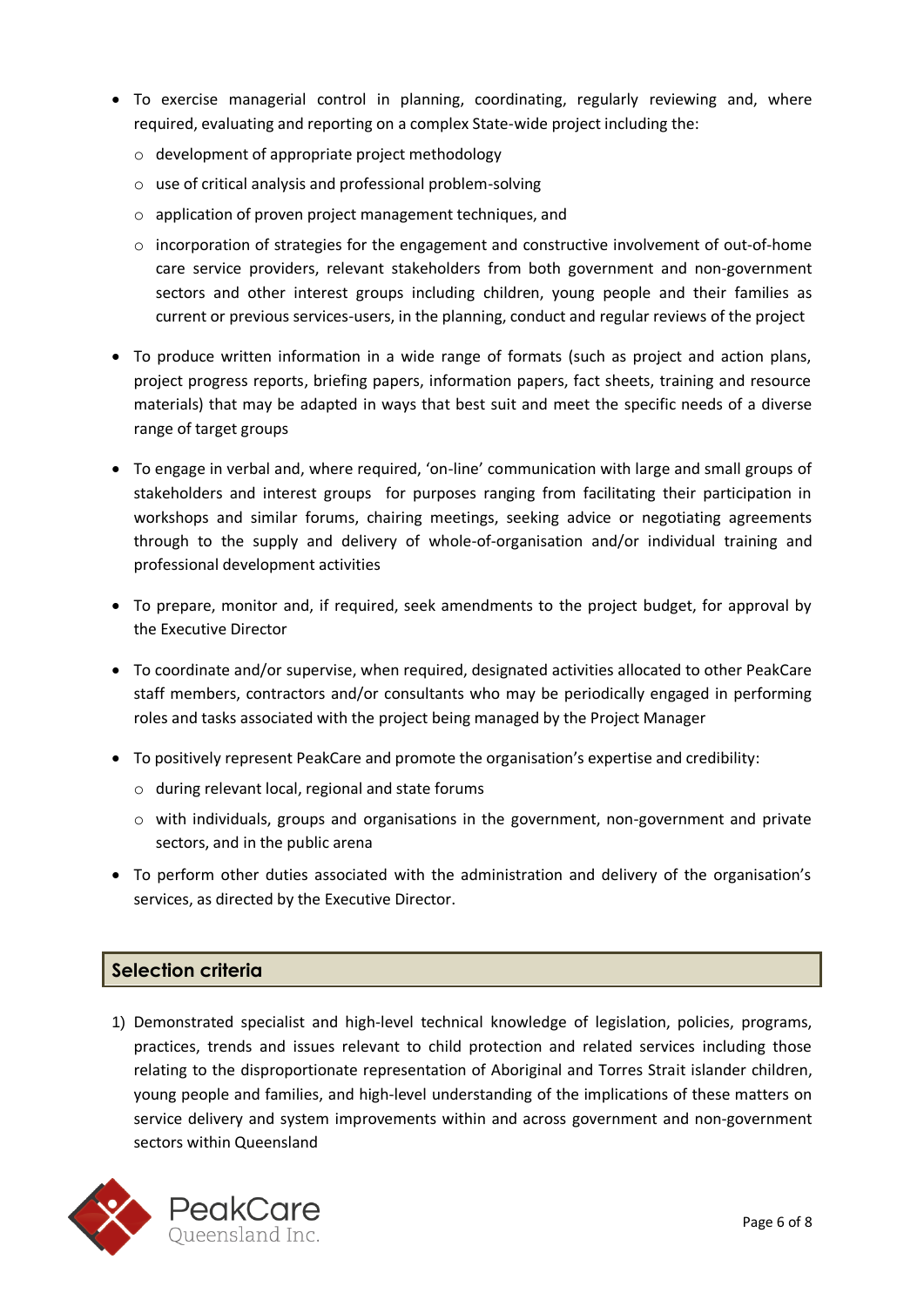- To exercise managerial control in planning, coordinating, regularly reviewing and, where required, evaluating and reporting on a complex State-wide project including the:
  - development of appropriate project methodology
  - use of critical analysis and professional problem-solving
  - application of proven project management techniques, and
  - incorporation of strategies for the engagement and constructive involvement of out-of-home care service providers, relevant stakeholders from both government and non-government sectors and other interest groups including children, young people and their families as current or previous services-users, in the planning, conduct and regular reviews of the project
- To produce written information in a wide range of formats (such as project and action plans, project progress reports, briefing papers, information papers, fact sheets, training and resource materials) that may be adapted in ways that best suit and meet the specific needs of a diverse range of target groups
- To engage in verbal and, where required, 'on-line' communication with large and small groups of stakeholders and interest groups for purposes ranging from facilitating their participation in workshops and similar forums, chairing meetings, seeking advice or negotiating agreements through to the supply and delivery of whole-of-organisation and/or individual training and professional development activities
- To prepare, monitor and, if required, seek amendments to the project budget, for approval by the Executive Director
- To coordinate and/or supervise, when required, designated activities allocated to other PeakCare staff members, contractors and/or consultants who may be periodically engaged in performing roles and tasks associated with the project being managed by the Project Manager
- To positively represent PeakCare and promote the organisation's expertise and credibility:
  - during relevant local, regional and state forums
  - with individuals, groups and organisations in the government, non-government and private sectors, and in the public arena
- To perform other duties associated with the administration and delivery of the organisation's services, as directed by the Executive Director.

## Selection criteria

1) Demonstrated specialist and high-level technical knowledge of legislation, policies, programs, practices, trends and issues relevant to child protection and related services including those relating to the disproportionate representation of Aboriginal and Torres Strait islander children, young people and families, and high-level understanding of the implications of these matters on service delivery and system improvements within and across government and non-government sectors within Queensland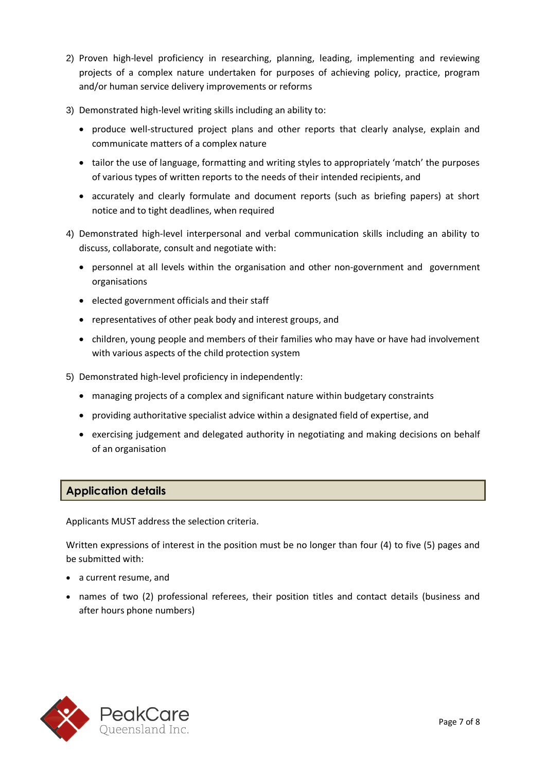2) Proven high-level proficiency in researching, planning, leading, implementing and reviewing projects of a complex nature undertaken for purposes of achieving policy, practice, program and/or human service delivery improvements or reforms

3) Demonstrated high-level writing skills including an ability to:
   - produce well-structured project plans and other reports that clearly analyse, explain and communicate matters of a complex nature
   - tailor the use of language, formatting and writing styles to appropriately 'match' the purposes of various types of written reports to the needs of their intended recipients, and
   - accurately and clearly formulate and document reports (such as briefing papers) at short notice and to tight deadlines, when required

4) Demonstrated high-level interpersonal and verbal communication skills including an ability to discuss, collaborate, consult and negotiate with:
   - personnel at all levels within the organisation and other non-government and government organisations
   - elected government officials and their staff
   - representatives of other peak body and interest groups, and
   - children, young people and members of their families who may have or have had involvement with various aspects of the child protection system

5) Demonstrated high-level proficiency in independently:
   - managing projects of a complex and significant nature within budgetary constraints
   - providing authoritative specialist advice within a designated field of expertise, and
   - exercising judgement and delegated authority in negotiating and making decisions on behalf of an organisation

## Application details

Applicants MUST address the selection criteria.

Written expressions of interest in the position must be no longer than four (4) to five (5) pages and be submitted with:

- a current resume, and
- names of two (2) professional referees, their position titles and contact details (business and after hours phone numbers)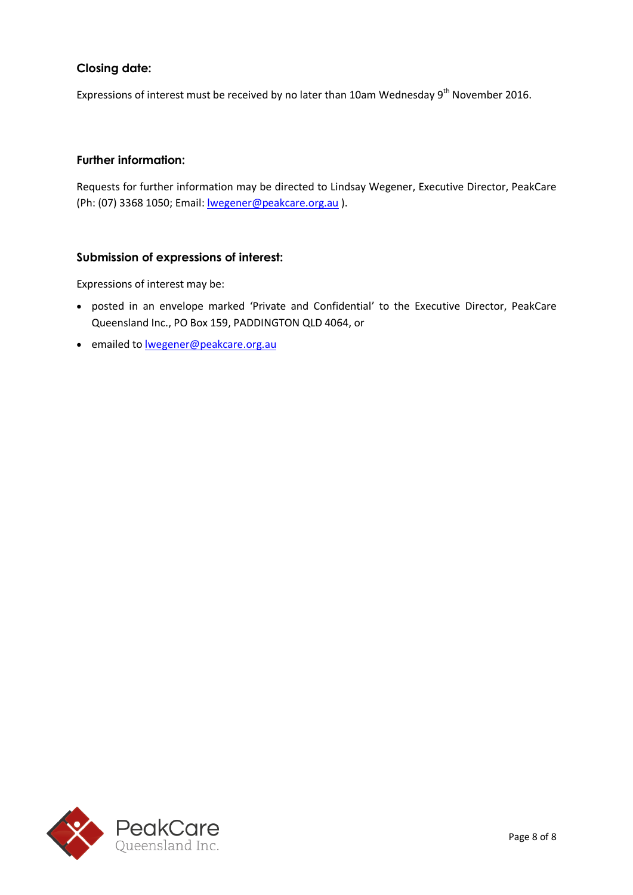### Closing date:

Expressions of interest must be received by no later than 10am Wednesday 9th November 2016.

### Further information:

Requests for further information may be directed to Lindsay Wegener, Executive Director, PeakCare (Ph: (07) 3368 1050; Email: lwegener@peakcare.org.au ).

### Submission of expressions of interest:

Expressions of interest may be:

- posted in an envelope marked 'Private and Confidential' to the Executive Director, PeakCare Queensland Inc., PO Box 159, PADDINGTON QLD 4064, or
- emailed to lwegener@peakcare.org.au